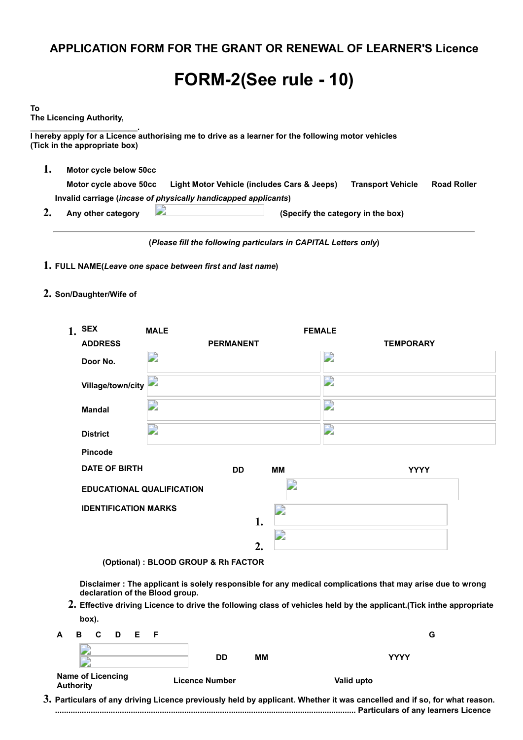**APPLICATION FORM FOR THE GRANT OR RENEWAL OF LEARNER'S Licence**

# FORM-2(See rule - 10)

**To**
**The Licencing Authority,**
**________________________.**
**I hereby apply for a Licence authorising me to drive as a learner for the following motor vehicles**
**(Tick in the appropriate box)**

1. **Motor cycle below 50cc**

   **Motor cycle above 50cc** **Light Motor Vehicle (includes Cars & Jeeps)** **Transport Vehicle** **Road Roller**

   **Invalid carriage (*incase of physically handicapped applicants*)**
2. **Any other category** **(Specify the category in the box)**

---

**(*Please fill the following particulars in CAPITAL Letters only*)**

1. **FULL NAME(*Leave one space between first and last name*)**
2. **Son/Daughter/Wife of**

   1. **SEX** **MALE** **FEMALE**

| **ADDRESS** | **PERMANENT** | **TEMPORARY** |
|---|---|---|
| **Door No.** | | |
| **Village/town/city** | | |
| **Mandal** | | |
| **District** | | |
| **Pincode** | | |

**DATE OF BIRTH** **DD** **MM** **YYYY**

**EDUCATIONAL QUALIFICATION**

**IDENTIFICATION MARKS**

1.
2.

**(Optional) : BLOOD GROUP & Rh FACTOR**

**Disclaimer : The applicant is solely responsible for any medical complications that may arise due to wrong declaration of the Blood group.**

2. **Effective driving Licence to drive the following class of vehicles held by the applicant.(Tick inthe appropriate box).**

**A B C D E F** **G**

**DD** **MM** **YYYY**

**Name of Licencing Authority** **Licence Number** **Valid upto**

3. **Particulars of any driving Licence previously held by applicant. Whether it was cancelled and if so, for what reason.**
   **................................................................................................................................ Particulars of any learners Licence**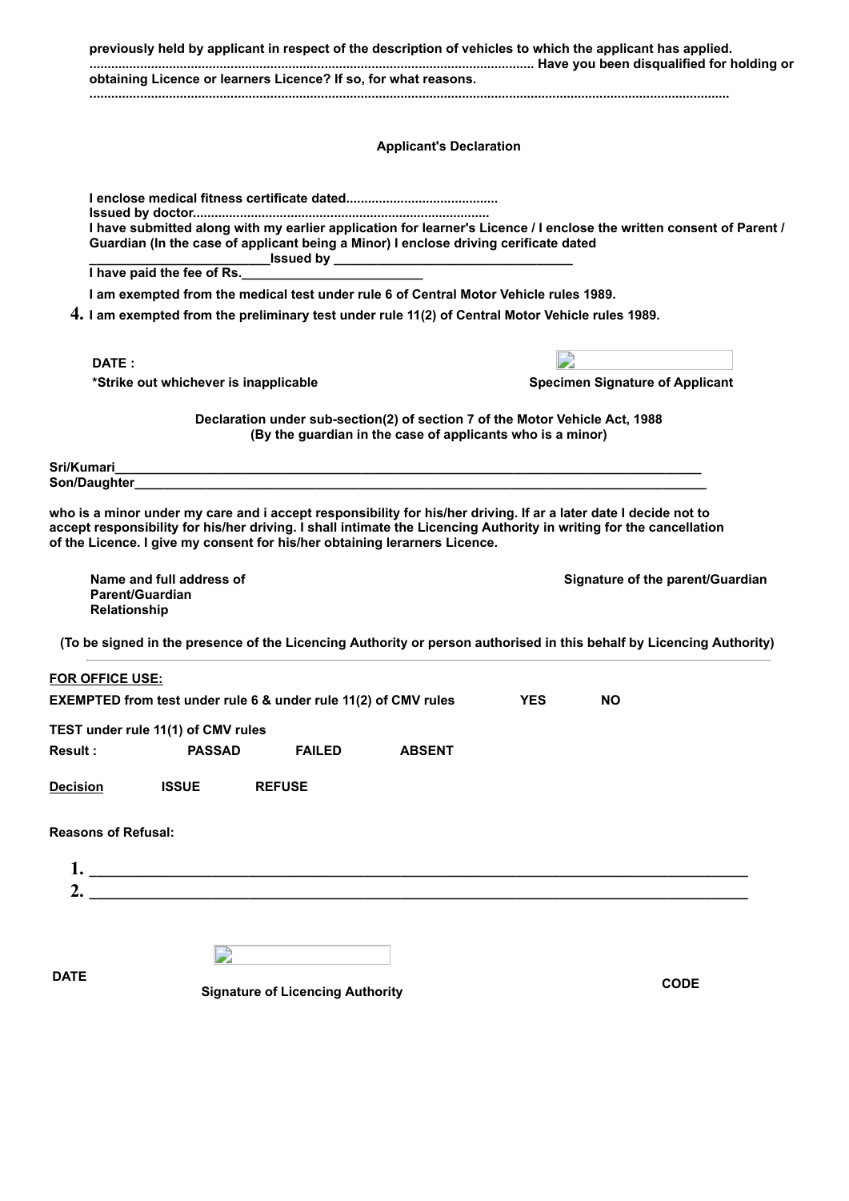**previously held by applicant in respect of the description of vehicles to which the applicant has applied.**
**......................................................................................................................... Have you been disqualified for holding or obtaining Licence or learners Licence? If so, for what reasons.**
**..............................................................................................................................................................**

## Applicant's Declaration

**I enclose medical fitness certificate dated..........................................**
**Issued by doctor................................................................................**
**I have submitted along with my earlier application for learner's Licence / I enclose the written consent of Parent / Guardian (In the case of applicant being a Minor) I enclose driving cerificate dated**
**__________________________Issued by _________________________________**
**I have paid the fee of Rs.________________________**

**I am exempted from the medical test under rule 6 of Central Motor Vehicle rules 1989.**

4. **I am exempted from the preliminary test under rule 11(2) of Central Motor Vehicle rules 1989.**

**DATE :**

**\*Strike out whichever is inapplicable** **Specimen Signature of Applicant**

**Declaration under sub-section(2) of section 7 of the Motor Vehicle Act, 1988**
**(By the guardian in the case of applicants who is a minor)**

**Sri/Kumari________________________________________________________________________________**
**Son/Daughter______________________________________________________________________________**

**who is a minor under my care and i accept responsibility for his/her driving. If ar a later date I decide not to accept responsibility for his/her driving. I shall intimate the Licencing Authority in writing for the cancellation of the Licence. I give my consent for his/her obtaining lerarners Licence.**

**Name and full address of Parent/Guardian** **Signature of the parent/Guardian**
**Relationship**

**(To be signed in the presence of the Licencing Authority or person authorised in this behalf by Licencing Authority)**

---

**FOR OFFICE USE:**

**EXEMPTED from test under rule 6 & under rule 11(2) of CMV rules** **YES** **NO**

**TEST under rule 11(1) of CMV rules**

**Result :** **PASSAD** **FAILED** **ABSENT**

**Decision** **ISSUE** **REFUSE**

**Reasons of Refusal:**

1. ________________________________________________________________________________
2. ________________________________________________________________________________

**DATE** **Signature of Licencing Authority** **CODE**